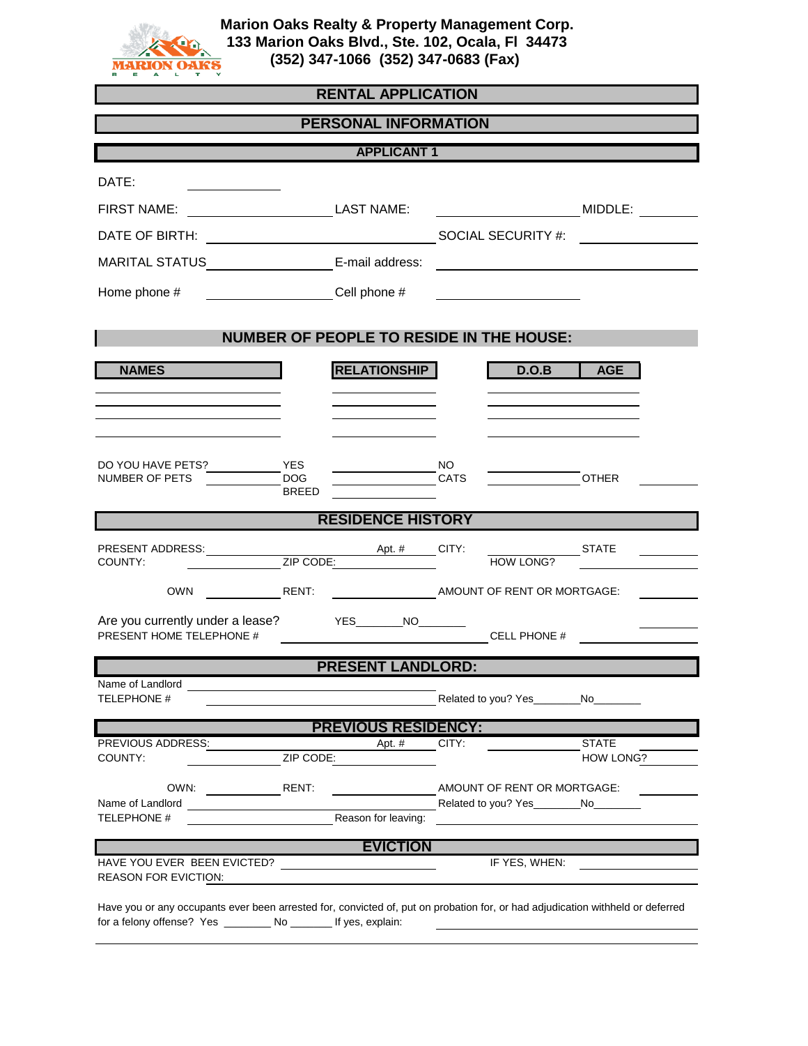**Marion Oaks Realty & Property Management Corp.**
**133 Marion Oaks Blvd., Ste. 102, Ocala, Fl 34473**
**(352) 347-1066 (352) 347-0683 (Fax)**

# RENTAL APPLICATION

## PERSONAL INFORMATION

### APPLICANT 1

DATE: ____________

FIRST NAME: ____________ LAST NAME: ____________ MIDDLE: ____________

DATE OF BIRTH: ____________ SOCIAL SECURITY #: ____________

MARITAL STATUS ____________ E-mail address: ____________

Home phone # ____________ Cell phone # ____________

## NUMBER OF PEOPLE TO RESIDE IN THE HOUSE:

| NAMES | RELATIONSHIP | D.O.B | AGE |
|---|---|---|---|
| | | | |
| | | | |
| | | | |
| | | | |

DO YOU HAVE PETS? ____________ YES ____________ NO ____________
NUMBER OF PETS ____________ DOG ____________ CATS ____________ OTHER ____________
BREED ____________

## RESIDENCE HISTORY

PRESENT ADDRESS: ____________ Apt. # ____ CITY: ____________ STATE ____________
COUNTY: ____________ ZIP CODE: ____________ HOW LONG? ____________

OWN ____________ RENT: ____________ AMOUNT OF RENT OR MORTGAGE: ____________

Are you currently under a lease? YES________NO________
PRESENT HOME TELEPHONE # ____________ CELL PHONE # ____________

## PRESENT LANDLORD:

Name of Landlord ____________
TELEPHONE # ____________ Related to you? Yes________No________

## PREVIOUS RESIDENCY:

PREVIOUS ADDRESS: ____________ Apt. # ____ CITY: ____________ STATE ____________
COUNTY: ____________ ZIP CODE: ____________ HOW LONG? ____________

OWN: ____________ RENT: ____________ AMOUNT OF RENT OR MORTGAGE: ____________
Name of Landlord ____________ Related to you? Yes________No________
TELEPHONE # ____________ Reason for leaving: ____________

## EVICTION

HAVE YOU EVER BEEN EVICTED? ____________ IF YES, WHEN: ____________
REASON FOR EVICTION: ____________

Have you or any occupants ever been arrested for, convicted of, put on probation for, or had adjudication withheld or deferred for a felony offense? Yes ________ No _______ If yes, explain: ____________

____________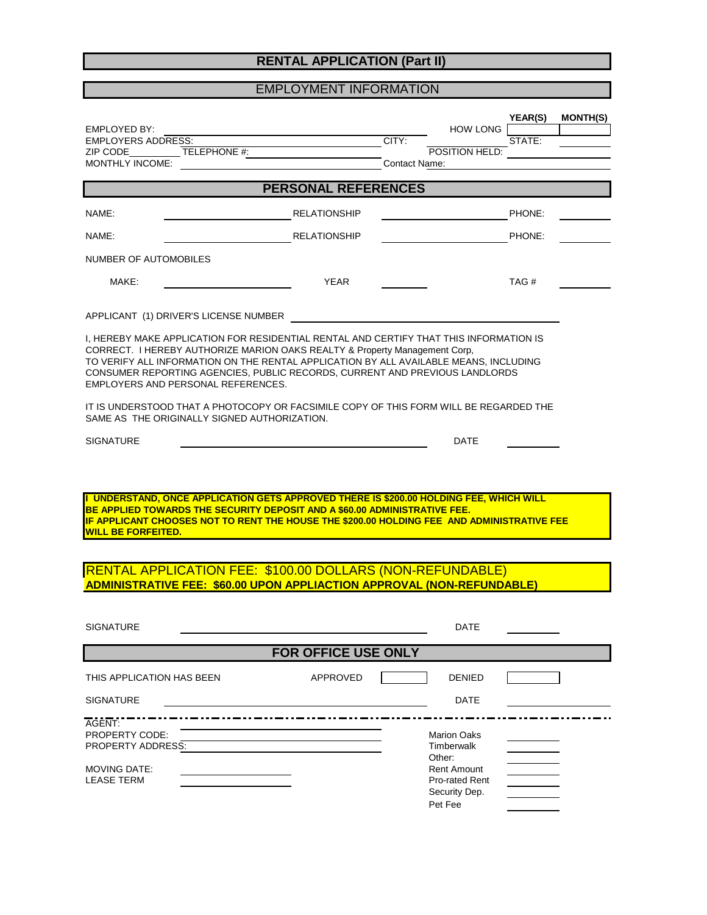# RENTAL APPLICATION (Part II)

## EMPLOYMENT INFORMATION

| | | | YEAR(S) | MONTH(S) |
|---|---|---|---|---|
| EMPLOYED BY: | | HOW LONG | | |
| EMPLOYERS ADDRESS: | CITY: | | STATE: | |
| ZIP CODE ______ TELEPHONE #: | | POSITION HELD: | | |
| MONTHLY INCOME: | Contact Name: | | | |

## PERSONAL REFERENCES

| | | | | | |
|---|---|---|---|---|---|
| NAME: | | RELATIONSHIP | | PHONE: | |
| NAME: | | RELATIONSHIP | | PHONE: | |

NUMBER OF AUTOMOBILES

| | | | | | |
|---|---|---|---|---|---|
| MAKE: | | YEAR | | TAG # | |

APPLICANT (1) DRIVER'S LICENSE NUMBER ______________________

I, HEREBY MAKE APPLICATION FOR RESIDENTIAL RENTAL AND CERTIFY THAT THIS INFORMATION IS CORRECT. I HEREBY AUTHORIZE MARION OAKS REALTY & Property Management Corp, TO VERIFY ALL INFORMATION ON THE RENTAL APPLICATION BY ALL AVAILABLE MEANS, INCLUDING CONSUMER REPORTING AGENCIES, PUBLIC RECORDS, CURRENT AND PREVIOUS LANDLORDS EMPLOYERS AND PERSONAL REFERENCES.

IT IS UNDERSTOOD THAT A PHOTOCOPY OR FACSIMILE COPY OF THIS FORM WILL BE REGARDED THE SAME AS THE ORIGINALLY SIGNED AUTHORIZATION.

SIGNATURE ______________________ DATE __________

**I UNDERSTAND, ONCE APPLICATION GETS APPROVED THERE IS $200.00 HOLDING FEE, WHICH WILL BE APPLIED TOWARDS THE SECURITY DEPOSIT AND A $60.00 ADMINISTRATIVE FEE. IF APPLICANT CHOOSES NOT TO RENT THE HOUSE THE $200.00 HOLDING FEE AND ADMINISTRATIVE FEE WILL BE FORFEITED.**

RENTAL APPLICATION FEE: $100.00 DOLLARS (NON-REFUNDABLE)
**ADMINISTRATIVE FEE: $60.00 UPON APPLIACTION APPROVAL (NON-REFUNDABLE)**

SIGNATURE ______________________ DATE __________

## FOR OFFICE USE ONLY

THIS APPLICATION HAS BEEN APPROVED [ ] DENIED [ ]

SIGNATURE ______________________ DATE __________

AGENT:
PROPERTY CODE: ______________________
PROPERTY ADDRESS: ______________________

MOVING DATE: ______________________
LEASE TERM ______________________

| | |
|---|---|
| Marion Oaks | |
| Timberwalk | |
| Other: | |
| Rent Amount | |
| Pro-rated Rent | |
| Security Dep. | |
| Pet Fee | |